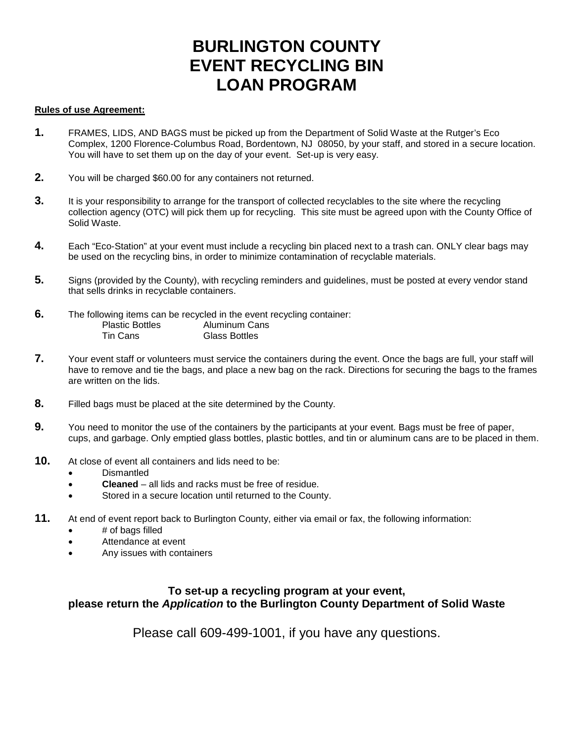# BURLINGTON COUNTY EVENT RECYCLING BIN LOAN PROGRAM

**Rules of use Agreement:**

1. FRAMES, LIDS, AND BAGS must be picked up from the Department of Solid Waste at the Rutger's Eco Complex, 1200 Florence-Columbus Road, Bordentown, NJ 08050, by your staff, and stored in a secure location. You will have to set them up on the day of your event. Set-up is very easy.

2. You will be charged $60.00 for any containers not returned.

3. It is your responsibility to arrange for the transport of collected recyclables to the site where the recycling collection agency (OTC) will pick them up for recycling. This site must be agreed upon with the County Office of Solid Waste.

4. Each "Eco-Station" at your event must include a recycling bin placed next to a trash can. ONLY clear bags may be used on the recycling bins, in order to minimize contamination of recyclable materials.

5. Signs (provided by the County), with recycling reminders and guidelines, must be posted at every vendor stand that sells drinks in recyclable containers.

6. The following items can be recycled in the event recycling container:

   | | |
   |---|---|
   | Plastic Bottles | Aluminum Cans |
   | Tin Cans | Glass Bottles |

7. Your event staff or volunteers must service the containers during the event. Once the bags are full, your staff will have to remove and tie the bags, and place a new bag on the rack. Directions for securing the bags to the frames are written on the lids.

8. Filled bags must be placed at the site determined by the County.

9. You need to monitor the use of the containers by the participants at your event. Bags must be free of paper, cups, and garbage. Only emptied glass bottles, plastic bottles, and tin or aluminum cans are to be placed in them.

10. At close of event all containers and lids need to be:
    - Dismantled
    - **Cleaned** – all lids and racks must be free of residue.
    - Stored in a secure location until returned to the County.

11. At end of event report back to Burlington County, either via email or fax, the following information:
    - # of bags filled
    - Attendance at event
    - Any issues with containers

**To set-up a recycling program at your event, please return the *Application* to the Burlington County Department of Solid Waste**

Please call 609-499-1001, if you have any questions.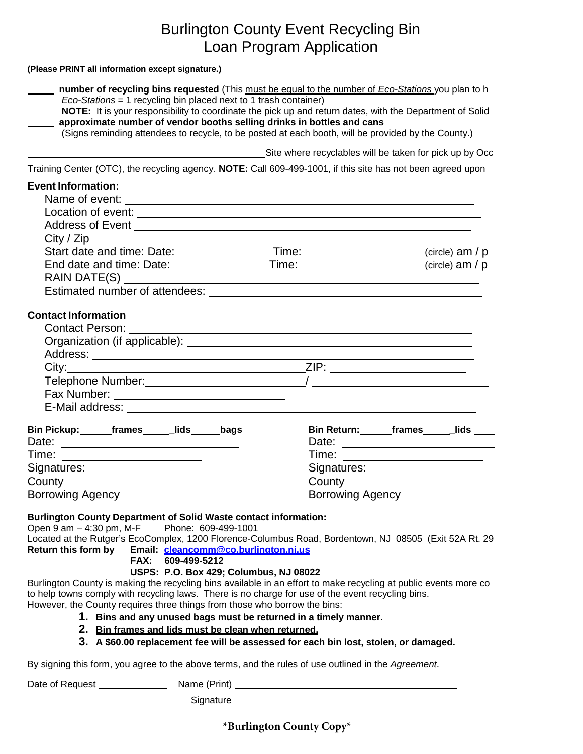# Burlington County Event Recycling Bin Loan Program Application

**(Please PRINT all information except signature.)**

_____ **number of recycling bins requested** (This <u>must be equal to the number of *Eco-Stations* </u>you plan to h
*Eco-Stations* = 1 recycling bin placed next to 1 trash container)
**NOTE:** It is your responsibility to coordinate the pick up and return dates, with the Department of Solid

_____ **approximate number of vendor booths selling drinks in bottles and cans**
(Signs reminding attendees to recycle, to be posted at each booth, will be provided by the County.)

_______________________________ Site where recyclables will be taken for pick up by Occ
Training Center (OTC), the recycling agency. **NOTE:** Call 609-499-1001, if this site has not been agreed upon

**Event Information:**

Name of event: _______________

Location of event: _______________

Address of Event _______________

City / Zip _______________

Start date and time: Date: _______________ Time: _______________ (circle) am / p

End date and time: Date: _______________ Time: _______________ (circle) am / p

RAIN DATE(S) _______________

Estimated number of attendees: _______________

**Contact Information**

Contact Person: _______________

Organization (if applicable): _______________

Address: _______________

City: _______________ ZIP: _______________

Telephone Number: _______________ / _______________

Fax Number: _______________

E-Mail address: _______________

**Bin Pickup:** ______ **frames** ______ **lids** ______ **bags**

Date: _______________

Time: _______________

Signatures:

County _______________

Borrowing Agency _______________

**Bin Return:** ______ **frames** ______ **lids** ______

Date: _______________

Time: _______________

Signatures:

County _______________

Borrowing Agency _______________

**Burlington County Department of Solid Waste contact information:**

Open 9 am – 4:30 pm, M-F Phone: 609-499-1001

Located at the Rutger's EcoComplex, 1200 Florence-Columbus Road, Bordentown, NJ 08505 (Exit 52A Rt. 29

**Return this form by Email: cleancomm@co.burlington.nj.us**
**FAX: 609-499-5212**
**USPS: P.O. Box 429; Columbus, NJ 08022**

Burlington County is making the recycling bins available in an effort to make recycling at public events more co to help towns comply with recycling laws. There is no charge for use of the event recycling bins.
However, the County requires three things from those who borrow the bins:

1. **Bins and any unused bags must be returned in a timely manner.**
2. **<u>Bin frames and lids must be clean when returned.</u>**
3. **A $60.00 replacement fee will be assessed for each bin lost, stolen, or damaged.**

By signing this form, you agree to the above terms, and the rules of use outlined in the *Agreement*.

Date of Request _______________ Name (Print) _______________

Signature _______________

**\*Burlington County Copy\***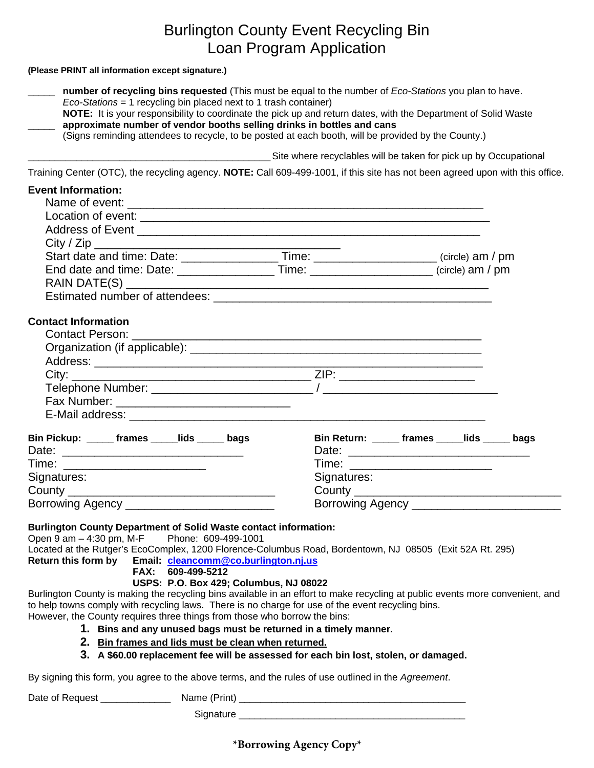# Burlington County Event Recycling Bin Loan Program Application

**(Please PRINT all information except signature.)**

_____ **number of recycling bins requested** (This <u>must be equal to the number of *Eco-Stations*</u> you plan to have. *Eco-Stations* = 1 recycling bin placed next to 1 trash container)
**NOTE:** It is your responsibility to coordinate the pick up and return dates, with the Department of Solid Waste

_____ **approximate number of vendor booths selling drinks in bottles and cans**
(Signs reminding attendees to recycle, to be posted at each booth, will be provided by the County.)

______________________________________________ Site where recyclables will be taken for pick up by Occupational Training Center (OTC), the recycling agency. **NOTE:** Call 609-499-1001, if this site has not been agreed upon with this office.

**Event Information:**

Name of event: ______________________________________________

Location of event: ______________________________________________

Address of Event ______________________________________________

City / Zip ______________________________________

Start date and time: Date: ______________ Time: __________________ (circle) am / pm

End date and time: Date: ______________ Time: __________________ (circle) am / pm

RAIN DATE(S) ______________________________________________

Estimated number of attendees: ______________________________________________

**Contact Information**

Contact Person: ______________________________________________

Organization (if applicable): ______________________________________________

Address: ______________________________________________

City: ______________________________ ZIP: ____________________

Telephone Number: ________________________ / ________________________

Fax Number: ___________________________

E-Mail address: ______________________________________________

**Bin Pickup: _____ frames _____lids _____ bags**

Date: ____________________________

Time: ______________________

Signatures:

County ______________________________

Borrowing Agency ______________________

**Bin Return: _____ frames _____lids _____ bags**

Date: ____________________________

Time: ______________________

Signatures:

County ______________________________

Borrowing Agency ______________________

**Burlington County Department of Solid Waste contact information:**

Open 9 am – 4:30 pm, M-F  Phone: 609-499-1001

Located at the Rutger's EcoComplex, 1200 Florence-Columbus Road, Bordentown, NJ 08505 (Exit 52A Rt. 295)

**Return this form by**
**Email: cleancomm@co.burlington.nj.us**
**FAX: 609-499-5212**
**USPS: P.O. Box 429; Columbus, NJ 08022**

Burlington County is making the recycling bins available in an effort to make recycling at public events more convenient, and to help towns comply with recycling laws. There is no charge for use of the event recycling bins.
However, the County requires three things from those who borrow the bins:

1. **Bins and any unused bags must be returned in a timely manner.**
2. **<u>Bin frames and lids must be clean when returned.</u>**
3. **A $60.00 replacement fee will be assessed for each bin lost, stolen, or damaged.**

By signing this form, you agree to the above terms, and the rules of use outlined in the *Agreement*.

Date of Request _____________ Name (Print) ______________________________________

Signature ______________________________________

**\*Borrowing Agency Copy\***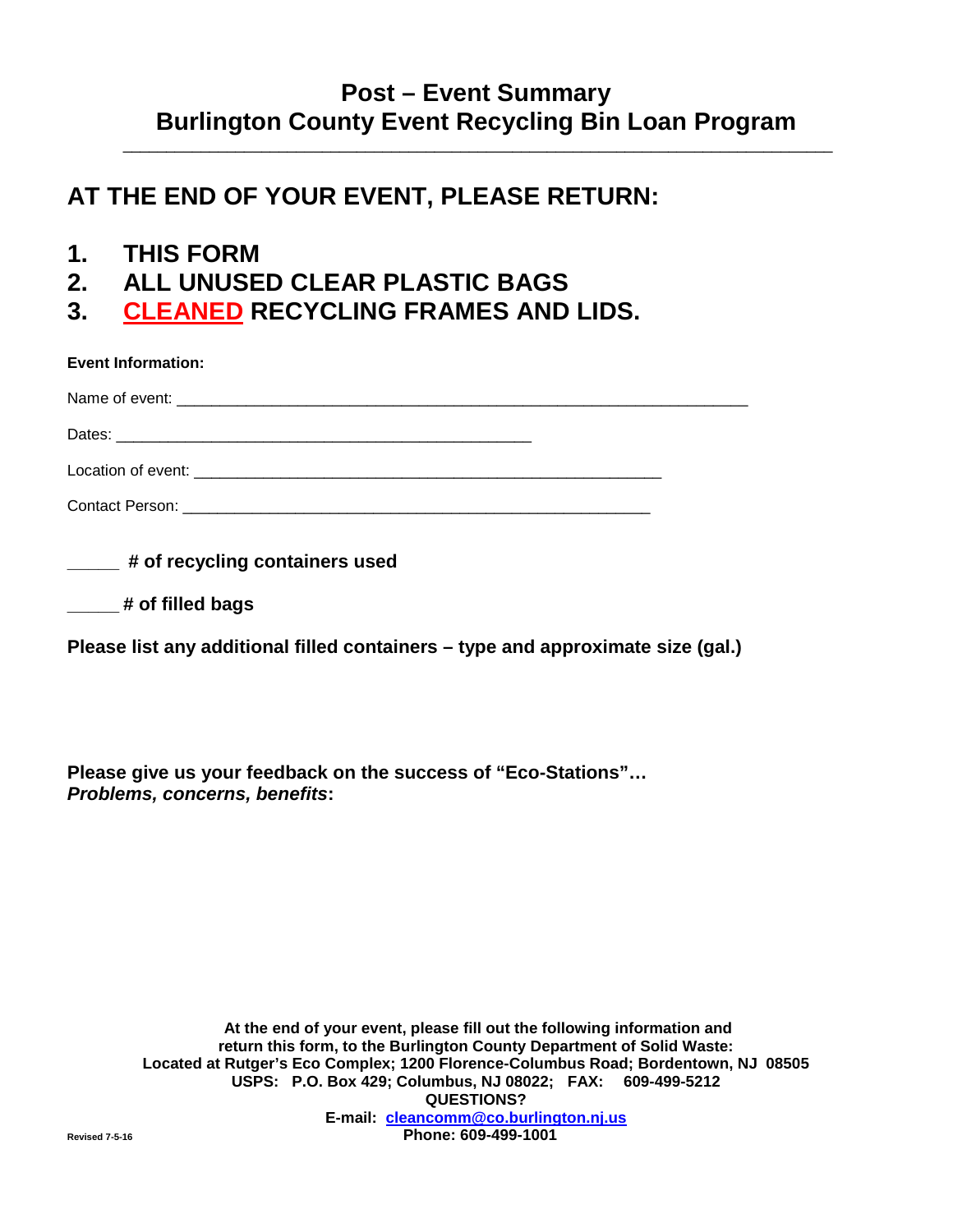# Post – Event Summary
# Burlington County Event Recycling Bin Loan Program

---

## AT THE END OF YOUR EVENT, PLEASE RETURN:

1. **THIS FORM**
2. **ALL UNUSED CLEAR PLASTIC BAGS**
3. **CLEANED RECYCLING FRAMES AND LIDS.**

**Event Information:**

Name of event: ______________________________________________________________

Dates: ______________________________________________

Location of event: ____________________________________________________

Contact Person: ____________________________________________________

_____ **# of recycling containers used**

_____ **# of filled bags**

**Please list any additional filled containers – type and approximate size (gal.)**

**Please give us your feedback on the success of "Eco-Stations"…**
***Problems, concerns, benefits*:**

**At the end of your event, please fill out the following information and return this form, to the Burlington County Department of Solid Waste:**
**Located at Rutger's Eco Complex; 1200 Florence-Columbus Road; Bordentown, NJ 08505**
**USPS: P.O. Box 429; Columbus, NJ 08022; FAX: 609-499-5212**
**QUESTIONS?**
**E-mail: cleancomm@co.burlington.nj.us**
**Phone: 609-499-1001**

Revised 7-5-16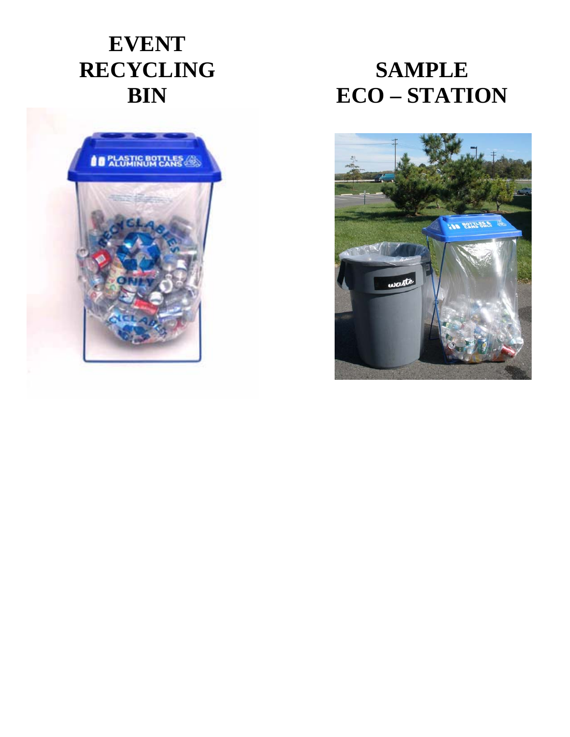# EVENT RECYCLING BIN

# SAMPLE ECO – STATION